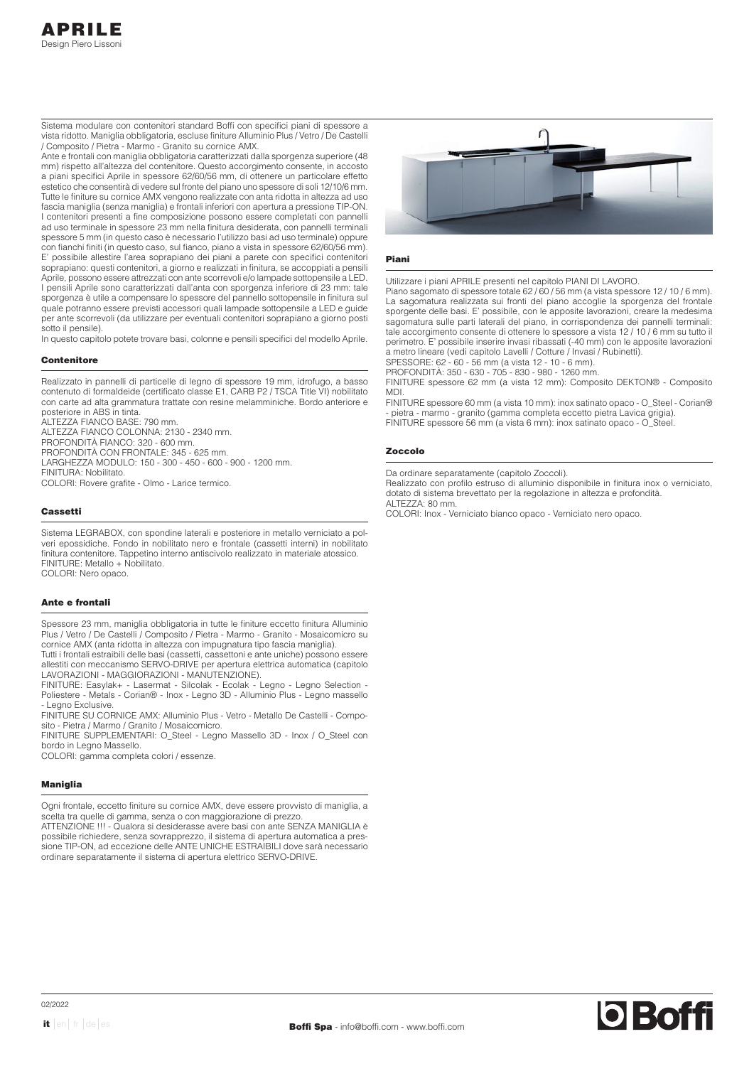# APRILE

Design Piero Lissoni

Sistema modulare con contenitori standard Boffi con specifici piani di spessore a vista ridotto. Maniglia obbligatoria, escluse finiture Alluminio Plus / Vetro / De Castelli / Composito / Pietra - Marmo - Granito su cornice AMX.

Ante e frontali con maniglia obbligatoria caratterizzati dalla sporgenza superiore (48 mm) rispetto all'altezza del contenitore. Questo accorgimento consente, in accosto a piani specifici Aprile in spessore 62/60/56 mm, di ottenere un particolare effetto estetico che consentirà di vedere sul fronte del piano uno spessore di soli 12/10/6 mm. Tutte le finiture su cornice AMX vengono realizzate con anta ridotta in altezza ad uso fascia maniglia (senza maniglia) e frontali inferiori con apertura a pressione TIP-ON.

I contenitori presenti a fine composizione possono essere completati con pannelli ad uso terminale in spessore 23 mm nella finitura desiderata, con pannelli terminali spessore 5 mm (in questo caso è necessario l'utilizzo basi ad uso terminale) oppure con fianchi finiti (in questo caso, sul fianco, piano a vista in spessore 62/60/56 mm).

E' possibile allestire l'area soprapiano dei piani a parete con specifici contenitori soprapiano: questi contenitori, a giorno e realizzati in finitura, se accoppiati a pensili Aprile, possono essere attrezzati con ante scorrevoli e/o lampade sottopensile a LED.

I pensili Aprile sono caratterizzati dall'anta con sporgenza inferiore di 23 mm: tale sporgenza è utile a compensare lo spessore del pannello sottopensile in finitura sul quale potranno essere previsti accessori quali lampade sottopensile a LED e guide per ante scorrevoli (da utilizzare per eventuali contenitori soprapiano a giorno posti sotto il pensile).

In questo capitolo potete trovare basi, colonne e pensili specifici del modello Aprile.

### Contenitore

Realizzato in pannelli di particelle di legno di spessore 19 mm, idrofugo, a basso contenuto di formaldeide (certificato classe E1, CARB P2 / TSCA Title VI) nobilitato con carte ad alta grammatura trattate con resine melamminiche. Bordo anteriore e posteriore in ABS in tinta.

ALTEZZA FIANCO BASE: 790 mm.
ALTEZZA FIANCO COLONNA: 2130 - 2340 mm.
PROFONDITÀ FIANCO: 320 - 600 mm.
PROFONDITÀ CON FRONTALE: 345 - 625 mm.
LARGHEZZA MODULO: 150 - 300 - 450 - 600 - 900 - 1200 mm.
FINITURA: Nobilitato.
COLORI: Rovere grafite - Olmo - Larice termico.

### Cassetti

Sistema LEGRABOX, con spondine laterali e posteriore in metallo verniciato a polveri epossidiche. Fondo in nobilitato nero e frontale (cassetti interni) in nobilitato finitura contenitore. Tappetino interno antiscivolo realizzato in materiale atossico.

FINITURE: Metallo + Nobilitato.
COLORI: Nero opaco.

### Ante e frontali

Spessore 23 mm, maniglia obbligatoria in tutte le finiture eccetto finitura Alluminio Plus / Vetro / De Castelli / Composito / Pietra - Marmo - Granito - Mosaicomicro su cornice AMX (anta ridotta in altezza con impugnatura tipo fascia maniglia).

Tutti i frontali estraibili delle basi (cassetti, cassettoni e ante uniche) possono essere allestiti con meccanismo SERVO-DRIVE per apertura elettrica automatica (capitolo LAVORAZIONI - MAGGIORAZIONI - MANUTENZIONE).

FINITURE: Easylak+ - Lasermat - Silcolak - Ecolak - Legno - Legno Selection - Poliestere - Metals - Corian® - Inox - Legno 3D - Alluminio Plus - Legno massello - Legno Exclusive.

FINITURE SU CORNICE AMX: Alluminio Plus - Vetro - Metallo De Castelli - Composito - Pietra / Marmo / Granito / Mosaicomicro.

FINITURE SUPPLEMENTARI: O_Steel - Legno Massello 3D - Inox / O_Steel con bordo in Legno Massello.

COLORI: gamma completa colori / essenze.

### Maniglia

Ogni frontale, eccetto finiture su cornice AMX, deve essere provvisto di maniglia, a scelta tra quelle di gamma, senza o con maggiorazione di prezzo.

ATTENZIONE !!! - Qualora si desiderasse avere basi con ante SENZA MANIGLIA è possibile richiedere, senza sovrapprezzo, il sistema di apertura automatica a pressione TIP-ON, ad eccezione delle ANTE UNICHE ESTRAIBILI dove sarà necessario ordinare separatamente il sistema di apertura elettrico SERVO-DRIVE.

### Piani

Utilizzare i piani APRILE presenti nel capitolo PIANI DI LAVORO.

Piano sagomato di spessore totale 62 / 60 / 56 mm (a vista spessore 12 / 10 / 6 mm). La sagomatura realizzata sui fronti del piano accoglie la sporgenza del frontale sporgente delle basi. E' possibile, con le apposite lavorazioni, creare la medesima sagomatura sulle parti laterali del piano, in corrispondenza dei pannelli terminali: tale accorgimento consente di ottenere lo spessore a vista 12 / 10 / 6 mm su tutto il perimetro. E' possibile inserire invasi ribassati (-40 mm) con le apposite lavorazioni a metro lineare (vedi capitolo Lavelli / Cotture / Invasi / Rubinetti).

SPESSORE: 62 - 60 - 56 mm (a vista 12 - 10 - 6 mm).
PROFONDITÀ: 350 - 630 - 705 - 830 - 980 - 1260 mm.
FINITURE spessore 62 mm (a vista 12 mm): Composito DEKTON® - Composito MDI.
FINITURE spessore 60 mm (a vista 10 mm): inox satinato opaco - O_Steel - Corian® - pietra - marmo - granito (gamma completa eccetto pietra Lavica grigia).
FINITURE spessore 56 mm (a vista 6 mm): inox satinato opaco - O_Steel.

### Zoccolo

Da ordinare separatamente (capitolo Zoccoli).

Realizzato con profilo estruso di alluminio disponibile in finitura inox o verniciato, dotato di sistema brevettato per la regolazione in altezza e profondità.

ALTEZZA: 80 mm.
COLORI: Inox - Verniciato bianco opaco - Verniciato nero opaco.

02/2022

**Boffi Spa** - info@boffi.com - www.boffi.com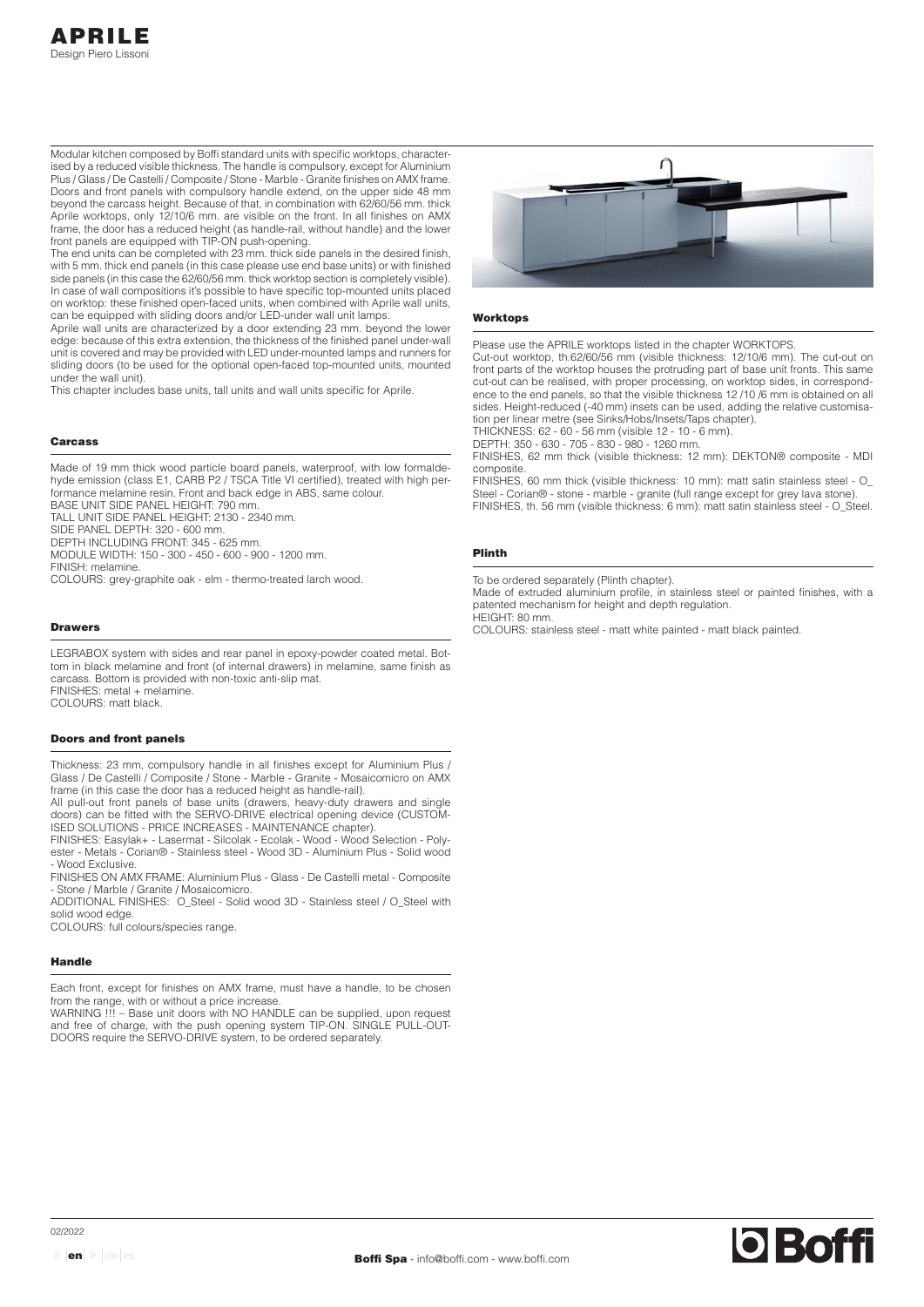# APRILE

Design Piero Lissoni

Modular kitchen composed by Boffi standard units with specific worktops, characterised by a reduced visible thickness. The handle is compulsory, except for Aluminium Plus / Glass / De Castelli / Composite / Stone - Marble - Granite finishes on AMX frame. Doors and front panels with compulsory handle extend, on the upper side 48 mm beyond the carcass height. Because of that, in combination with 62/60/56 mm. thick Aprile worktops, only 12/10/6 mm. are visible on the front. In all finishes on AMX frame, the door has a reduced height (as handle-rail, without handle) and the lower front panels are equipped with TIP-ON push-opening.

The end units can be completed with 23 mm. thick side panels in the desired finish, with 5 mm. thick end panels (in this case please use end base units) or with finished side panels (in this case the 62/60/56 mm. thick worktop section is completely visible). In case of wall compositions it's possible to have specific top-mounted units placed on worktop: these finished open-faced units, when combined with Aprile wall units, can be equipped with sliding doors and/or LED-under wall unit lamps.

Aprile wall units are characterized by a door extending 23 mm. beyond the lower edge: because of this extra extension, the thickness of the finished panel under-wall unit is covered and may be provided with LED under-mounted lamps and runners for sliding doors (to be used for the optional open-faced top-mounted units, mounted under the wall unit).

This chapter includes base units, tall units and wall units specific for Aprile.

### Carcass

Made of 19 mm thick wood particle board panels, waterproof, with low formaldehyde emission (class E1, CARB P2 / TSCA Title VI certified), treated with high performance melamine resin. Front and back edge in ABS, same colour.
BASE UNIT SIDE PANEL HEIGHT: 790 mm.
TALL UNIT SIDE PANEL HEIGHT: 2130 - 2340 mm.
SIDE PANEL DEPTH: 320 - 600 mm.
DEPTH INCLUDING FRONT: 345 - 625 mm.
MODULE WIDTH: 150 - 300 - 450 - 600 - 900 - 1200 mm.
FINISH: melamine.
COLOURS: grey-graphite oak - elm - thermo-treated larch wood.

### Drawers

LEGRABOX system with sides and rear panel in epoxy-powder coated metal. Bottom in black melamine and front (of internal drawers) in melamine, same finish as carcass. Bottom is provided with non-toxic anti-slip mat.
FINISHES: metal + melamine.
COLOURS: matt black.

### Doors and front panels

Thickness: 23 mm, compulsory handle in all finishes except for Aluminium Plus / Glass / De Castelli / Composite / Stone - Marble - Granite - Mosaicomicro on AMX frame (in this case the door has a reduced height as handle-rail).
All pull-out front panels of base units (drawers, heavy-duty drawers and single doors) can be fitted with the SERVO-DRIVE electrical opening device (CUSTOMISED SOLUTIONS - PRICE INCREASES - MAINTENANCE chapter).
FINISHES: Easylak+ - Lasermat - Silcolak - Ecolak - Wood - Wood Selection - Polyester - Metals - Corian® - Stainless steel - Wood 3D - Aluminium Plus - Solid wood - Wood Exclusive.
FINISHES ON AMX FRAME: Aluminium Plus - Glass - De Castelli metal - Composite - Stone / Marble / Granite / Mosaicomicro.
ADDITIONAL FINISHES: O_Steel - Solid wood 3D - Stainless steel / O_Steel with solid wood edge.
COLOURS: full colours/species range.

### Handle

Each front, except for finishes on AMX frame, must have a handle, to be chosen from the range, with or without a price increase.
WARNING !!! – Base unit doors with NO HANDLE can be supplied, upon request and free of charge, with the push opening system TIP-ON. SINGLE PULL-OUT-DOORS require the SERVO-DRIVE system, to be ordered separately.

### Worktops

Please use the APRILE worktops listed in the chapter WORKTOPS.
Cut-out worktop, th.62/60/56 mm (visible thickness: 12/10/6 mm). The cut-out on front parts of the worktop houses the protruding part of base unit fronts. This same cut-out can be realised, with proper processing, on worktop sides, in correspondence to the end panels, so that the visible thickness 12 /10 /6 mm is obtained on all sides. Height-reduced (-40 mm) insets can be used, adding the relative customisation per linear metre (see Sinks/Hobs/Insets/Taps chapter).
THICKNESS: 62 - 60 - 56 mm (visible 12 - 10 - 6 mm).
DEPTH: 350 - 630 - 705 - 830 - 980 - 1260 mm.
FINISHES, 62 mm thick (visible thickness: 12 mm): DEKTON® composite - MDI composite.
FINISHES, 60 mm thick (visible thickness: 10 mm): matt satin stainless steel - O_Steel - Corian® - stone - marble - granite (full range except for grey lava stone).
FINISHES, th. 56 mm (visible thickness: 6 mm): matt satin stainless steel - O_Steel.

### Plinth

To be ordered separately (Plinth chapter).
Made of extruded aluminium profile, in stainless steel or painted finishes, with a patented mechanism for height and depth regulation.
HEIGHT: 80 mm.
COLOURS: stainless steel - matt white painted - matt black painted.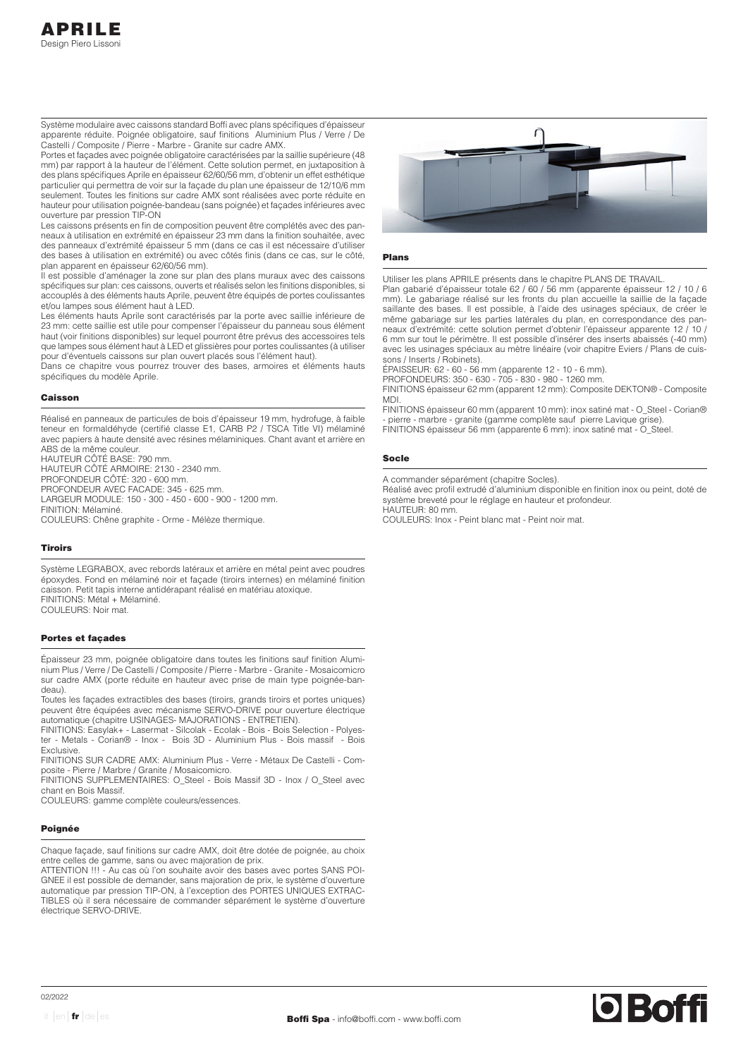# APRILE
Design Piero Lissoni

Système modulaire avec caissons standard Boffi avec plans spécifiques d'épaisseur apparente réduite. Poignée obligatoire, sauf finitions Aluminium Plus / Verre / De Castelli / Composite / Pierre - Marbre - Granite sur cadre AMX.

Portes et façades avec poignée obligatoire caractérisées par la saillie supérieure (48 mm) par rapport à la hauteur de l'élément. Cette solution permet, en juxtaposition à des plans spécifiques Aprile en épaisseur 62/60/56 mm, d'obtenir un effet esthétique particulier qui permettra de voir sur la façade du plan une épaisseur de 12/10/6 mm seulement. Toutes les finitions sur cadre AMX sont réalisées avec porte réduite en hauteur pour utilisation poignée-bandeau (sans poignée) et façades inférieures avec ouverture par pression TIP-ON

Les caissons présents en fin de composition peuvent être complétés avec des panneaux à utilisation en extrémité en épaisseur 23 mm dans la finition souhaitée, avec des panneaux d'extrémité épaisseur 5 mm (dans ce cas il est nécessaire d'utiliser des bases à utilisation en extrémité) ou avec côtés finis (dans ce cas, sur le côté, plan apparent en épaisseur 62/60/56 mm).

Il est possible d'aménager la zone sur plan des plans muraux avec des caissons spécifiques sur plan: ces caissons, ouverts et réalisés selon les finitions disponibles, si accouplés à des éléments hauts Aprile, peuvent être équipés de portes coulissantes et/ou lampes sous élément haut à LED.

Les éléments hauts Aprile sont caractérisés par la porte avec saillie inférieure de 23 mm: cette saillie est utile pour compenser l'épaisseur du panneau sous élément haut (voir finitions disponibles) sur lequel pourront être prévus des accessoires tels que lampes sous élément haut à LED et glissières pour portes coulissantes (à utiliser pour d'éventuels caissons sur plan ouvert placés sous l'élément haut).

Dans ce chapitre vous pourrez trouver des bases, armoires et éléments hauts spécifiques du modèle Aprile.

## Caisson

Réalisé en panneaux de particules de bois d'épaisseur 19 mm, hydrofuge, à faible teneur en formaldéhyde (certifié classe E1, CARB P2 / TSCA Title VI) mélaminé avec papiers à haute densité avec résines mélaminiques. Chant avant et arrière en ABS de la même couleur.

HAUTEUR CÔTÉ BASE: 790 mm.
HAUTEUR CÔTÉ ARMOIRE: 2130 - 2340 mm.
PROFONDEUR CÔTÉ: 320 - 600 mm.
PROFONDEUR AVEC FACADE: 345 - 625 mm.
LARGEUR MODULE: 150 - 300 - 450 - 600 - 900 - 1200 mm.
FINITION: Mélaminé.
COULEURS: Chêne graphite - Orme - Mélèze thermique.

## Tiroirs

Système LEGRABOX, avec rebords latéraux et arrière en métal peint avec poudres époxydes. Fond en mélaminé noir et façade (tiroirs internes) en mélaminé finition caisson. Petit tapis interne antidérapant réalisé en matériau atoxique.

FINITIONS: Métal + Mélaminé.
COULEURS: Noir mat.

## Portes et façades

Épaisseur 23 mm, poignée obligatoire dans toutes les finitions sauf finition Aluminium Plus / Verre / De Castelli / Composite / Pierre - Marbre - Granite - Mosaicomicro sur cadre AMX (porte réduite en hauteur avec prise de main type poignée-bandeau).

Toutes les façades extractibles des bases (tiroirs, grands tiroirs et portes uniques) peuvent être équipées avec mécanisme SERVO-DRIVE pour ouverture électrique automatique (chapitre USINAGES- MAJORATIONS - ENTRETIEN).

FINITIONS: Easylak+ - Lasermat - Silcolak - Ecolak - Bois - Bois Selection - Polyester - Metals - Corian® - Inox - Bois 3D - Aluminium Plus - Bois massif - Bois Exclusive.

FINITIONS SUR CADRE AMX: Aluminium Plus - Verre - Métaux De Castelli - Composite - Pierre / Marbre / Granite / Mosaicomicro.

FINITIONS SUPPLEMENTAIRES: O_Steel - Bois Massif 3D - Inox / O_Steel avec chant en Bois Massif.

COULEURS: gamme complète couleurs/essences.

## Poignée

Chaque façade, sauf finitions sur cadre AMX, doit être dotée de poignée, au choix entre celles de gamme, sans ou avec majoration de prix.

ATTENTION !!! - Au cas où l'on souhaite avoir des bases avec portes SANS POIGNEE il est possible de demander, sans majoration de prix, le système d'ouverture automatique par pression TIP-ON, à l'exception des PORTES UNIQUES EXTRACTIBLES où il sera nécessaire de commander séparément le système d'ouverture électrique SERVO-DRIVE.

## Plans

Utiliser les plans APRILE présents dans le chapitre PLANS DE TRAVAIL.

Plan gabarié d'épaisseur totale 62 / 60 / 56 mm (apparente épaisseur 12 / 10 / 6 mm). Le gabariage réalisé sur les fronts du plan accueille la saillie de la façade saillante des bases. Il est possible, à l'aide des usinages spéciaux, de créer le même gabariage sur les parties latérales du plan, en correspondance des panneaux d'extrémité: cette solution permet d'obtenir l'épaisseur apparente 12 / 10 / 6 mm sur tout le périmètre. Il est possible d'insérer des inserts abaissés (-40 mm) avec les usinages spéciaux au mètre linéaire (voir chapitre Eviers / Plans de cuissons / Inserts / Robinets).

ÉPAISSEUR: 62 - 60 - 56 mm (apparente 12 - 10 - 6 mm).
PROFONDEURS: 350 - 630 - 705 - 830 - 980 - 1260 mm.
FINITIONS épaisseur 62 mm (apparent 12 mm): Composite DEKTON® - Composite MDI.
FINITIONS épaisseur 60 mm (apparent 10 mm): inox satiné mat - O_Steel - Corian® - pierre - marbre - granite (gamme complète sauf pierre Lavique grise).
FINITIONS épaisseur 56 mm (apparente 6 mm): inox satiné mat - O_Steel.

## Socle

A commander séparément (chapitre Socles).

Réalisé avec profil extrudé d'aluminium disponible en finition inox ou peint, doté de système breveté pour le réglage en hauteur et profondeur.

HAUTEUR: 80 mm.
COULEURS: Inox - Peint blanc mat - Peint noir mat.

02/2022

**Boffi Spa** - info@boffi.com - www.boffi.com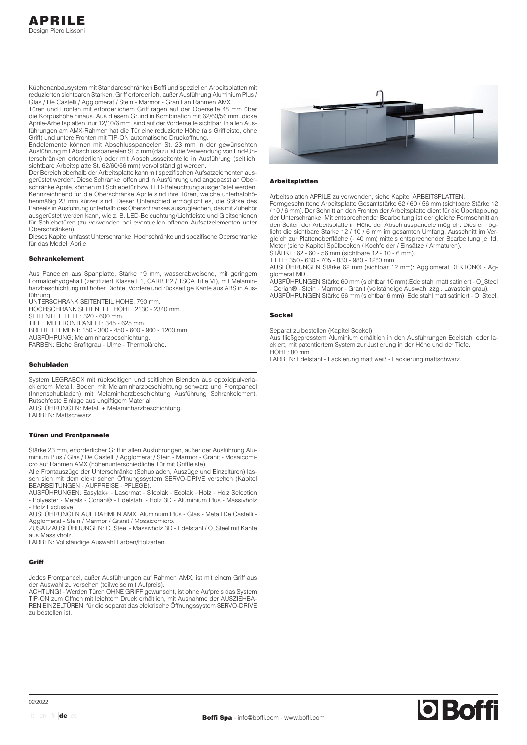# APRILE

Design Piero Lissoni

Küchenanbausystem mit Standardschränken Boffi und speziellen Arbeitsplatten mit reduzierten sichtbaren Stärken. Griff erforderlich, außer Ausführung Aluminium Plus / Glas / De Castelli / Agglomerat / Stein - Marmor - Granit an Rahmen AMX.

Türen und Fronten mit erforderlichem Griff ragen auf der Oberseite 48 mm über die Korpushöhe hinaus. Aus diesem Grund in Kombination mit 62/60/56 mm. dicke Aprile-Arbeitsplatten, nur 12/10/6 mm. sind auf der Vorderseite sichtbar. In allen Ausführungen am AMX-Rahmen hat die Tür eine reduzierte Höhe (als Griffleiste, ohne Griff) und untere Fronten mit TIP-ON automatische Drucköffnung.

Endelemente können mit Abschlusspaneelen St. 23 mm in der gewünschten Ausführung mit Abschlusspaneelen St. 5 mm (dazu ist die Verwendung von End-Unterschränken erforderlich) oder mit Abschlussseitenteile in Ausführung (seitlich, sichtbare Arbeitsplatte St. 62/60/56 mm) vervollständigt werden.

Der Bereich oberhalb der Arbeitsplatte kann mit spezifischen Aufsatzelementen ausgerüstet werden: Diese Schränke, offen und in Ausführung und angepasst an Oberschränke Aprile, können mit Schiebetür bzw. LED-Beleuchtung ausgerüstet werden. Kennzeichnend für die Oberschränke Aprile sind ihre Türen, welche unterhalbhöhenmäßig 23 mm kürzer sind: Dieser Unterschied ermöglicht es, die Stärke des Paneels in Ausführung unterhalb des Oberschrankes auszugleichen, das mit Zubehör ausgerüstet werden kann, wie z. B. LED-Beleuchtung/Lichtleiste und Gleitschienen für Schiebetüren (zu verwenden bei eventuellen offenen Aufsatzelementen unter Oberschränken).

Dieses Kapitel umfasst Unterschränke, Hochschränke und spezifische Oberschränke für das Modell Aprile.

### Schrankelement

Aus Paneelen aus Spanplatte, Stärke 19 mm, wasserabweisend, mit geringem Formaldehydgehalt (zertifiziert Klasse E1, CARB P2 / TSCA Title VI), mit Melaminharzbeschichtung mit hoher Dichte. Vordere und rückseitige Kante aus ABS in Ausführung.

UNTERSCHRANK SEITENTEIL HÖHE: 790 mm.
HOCHSCHRANK SEITENTEIL HÖHE: 2130 - 2340 mm.
SEITENTEIL TIEFE: 320 - 600 mm.
TIEFE MIT FRONTPANEEL: 345 - 625 mm.
BREITE ELEMENT: 150 - 300 - 450 - 600 - 900 - 1200 mm.
AUSFÜHRUNG: Melaminharzbeschichtung.
FARBEN: Eiche Grafitgrau - Ulme - Thermolärche.

### Schubladen

System LEGRABOX mit rückseitigen und seitlichen Blenden aus epoxidpulverlackiertem Metall. Boden mit Melaminharzbeschichtung schwarz und Frontpaneel (Innenschubladen) mit Melaminharzbeschichtung Ausführung Schrankelement. Rutschfeste Einlage aus ungiftigem Material.
AUSFÜHRUNGEN: Metall + Melaminharzbeschichtung.
FARBEN: Mattschwarz.

### Türen und Frontpaneele

Stärke 23 mm, erforderlicher Griff in allen Ausführungen, außer der Ausführung Aluminium Plus / Glas / De Castelli / Agglomerat / Stein - Marmor - Granit - Mosaicomicro auf Rahmen AMX (höhenunterschiedliche Tür mit Griffleiste).

Alle Frontauszüge der Unterschränke (Schubladen, Auszüge und Einzeltüren) lassen sich mit dem elektrischen Öffnungssystem SERVO-DRIVE versehen (Kapitel BEARBEITUNGEN - AUFPREISE - PFLEGE).

AUSFÜHRUNGEN: Easylak+ - Lasermat - Silcolak - Ecolak - Holz - Holz Selection - Polyester - Metals - Corian® - Edelstahl - Holz 3D - Aluminium Plus - Massivholz - Holz Exclusive.

AUSFÜHRUNGEN AUF RAHMEN AMX: Aluminium Plus - Glas - Metall De Castelli - Agglomerat - Stein / Marmor / Granit / Mosaicomicro.

ZUSATZAUSFÜHRUNGEN: O_Steel - Massivholz 3D - Edelstahl / O_Steel mit Kante aus Massivholz.

FARBEN: Vollständige Auswahl Farben/Holzarten.

### Griff

Jedes Frontpaneel, außer Ausführungen auf Rahmen AMX, ist mit einem Griff aus der Auswahl zu versehen (teilweise mit Aufpreis).

ACHTUNG! - Werden Türen OHNE GRIFF gewünscht, ist ohne Aufpreis das System TIP-ON zum Öffnen mit leichtem Druck erhältlich, mit Ausnahme der AUSZIEHBAREN EINZELTÜREN, für die separat das elektrische Öffnungssystem SERVO-DRIVE zu bestellen ist.

### Arbeitsplatten

Arbeitsplatten APRILE zu verwenden, siehe Kapitel ARBEITSPLATTEN.

Formgeschnittene Arbeitsplatte Gesamtstärke 62 / 60 / 56 mm (sichtbare Stärke 12 / 10 / 6 mm). Der Schnitt an den Fronten der Arbeitsplatte dient für die Überlappung der Unterschränke. Mit entsprechender Bearbeitung ist der gleiche Formschnitt an den Seiten der Arbeitsplatte in Höhe der Abschlusspaneele möglich: Dies ermöglicht die sichtbare Stärke 12 / 10 / 6 mm im gesamten Umfang. Ausschnitt im Vergleich zur Plattenoberfläche (- 40 mm) mittels entsprechender Bearbeitung je lfd. Meter (siehe Kapitel Spülbecken / Kochfelder / Einsätze / Armaturen).

STÄRKE: 62 - 60 - 56 mm (sichtbare 12 - 10 - 6 mm).
TIEFE: 350 - 630 - 705 - 830 - 980 - 1260 mm.
AUSFÜHRUNGEN Stärke 62 mm (sichtbar 12 mm): Agglomerat DEKTON® - Agglomerat MDI.
AUSFÜHRUNGEN Stärke 60 mm (sichtbar 10 mm):Edelstahl matt satiniert - O_Steel - Corian® - Stein - Marmor - Granit (vollständige Auswahl zzgl. Lavastein grau).
AUSFÜHRUNGEN Stärke 56 mm (sichtbar 6 mm): Edelstahl matt satiniert - O_Steel.

### Sockel

Separat zu bestellen (Kapitel Sockel).
Aus fließgepresstem Aluminium erhältlich in den Ausführungen Edelstahl oder lackiert, mit patentiertem System zur Justierung in der Höhe und der Tiefe.
HÖHE: 80 mm.
FARBEN: Edelstahl - Lackierung matt weiß - Lackierung mattschwarz.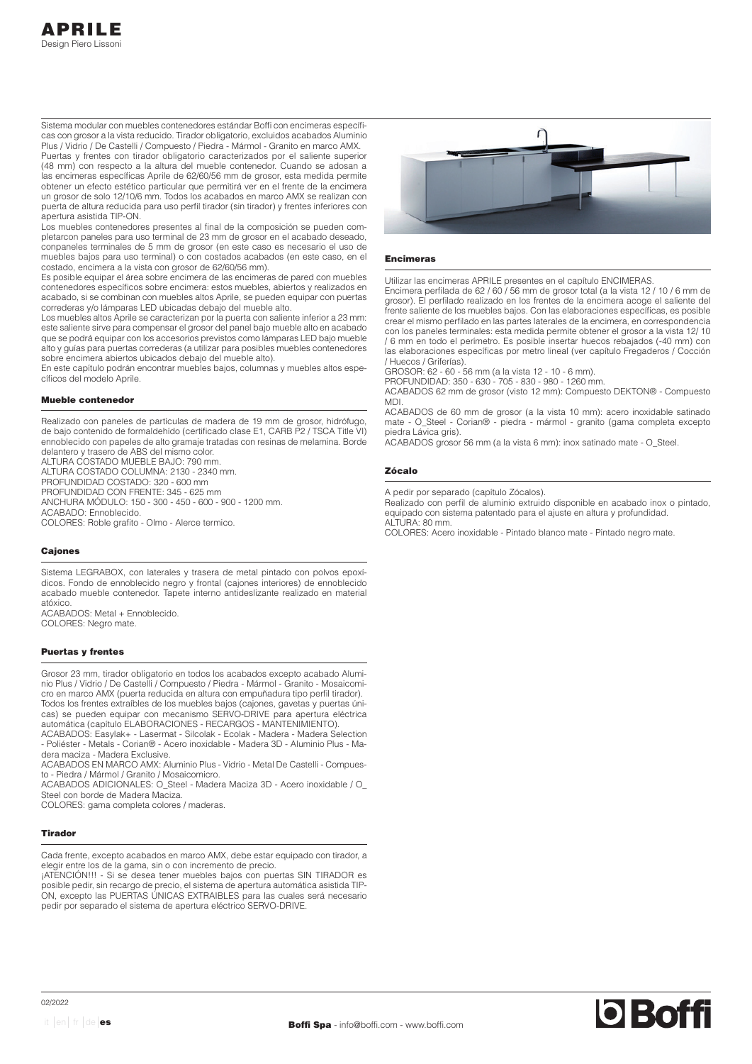# APRILE

Design Piero Lissoni

Sistema modular con muebles contenedores estándar Boffi con encimeras específicas con grosor a la vista reducido. Tirador obligatorio, excluidos acabados Aluminio Plus / Vidrio / De Castelli / Compuesto / Piedra - Mármol - Granito en marco AMX.

Puertas y frentes con tirador obligatorio caracterizados por el saliente superior (48 mm) con respecto a la altura del mueble contenedor. Cuando se adosan a las encimeras específicas Aprile de 62/60/56 mm de grosor, esta medida permite obtener un efecto estético particular que permitirá ver en el frente de la encimera un grosor de solo 12/10/6 mm. Todos los acabados en marco AMX se realizan con puerta de altura reducida para uso perfil tirador (sin tirador) y frentes inferiores con apertura asistida TIP-ON.

Los muebles contenedores presentes al final de la composición se pueden completarcon paneles para uso terminal de 23 mm de grosor en el acabado deseado, conpaneles terminales de 5 mm de grosor (en este caso es necesario el uso de muebles bajos para uso terminal) o con costados acabados (en este caso, en el costado, encimera a la vista con grosor de 62/60/56 mm).

Es posible equipar el área sobre encimera de las encimeras de pared con muebles contenedores específicos sobre encimera: estos muebles, abiertos y realizados en acabado, si se combinan con muebles altos Aprile, se pueden equipar con puertas correderas y/o lámparas LED ubicadas debajo del mueble alto.

Los muebles altos Aprile se caracterizan por la puerta con saliente inferior a 23 mm: este saliente sirve para compensar el grosor del panel bajo mueble alto en acabado que se podrá equipar con los accesorios previstos como lámparas LED bajo mueble alto y guías para puertas correderas (a utilizar para posibles muebles contenedores sobre encimera abiertos ubicados debajo del mueble alto).

En este capítulo podrán encontrar muebles bajos, columnas y muebles altos específicos del modelo Aprile.

### Mueble contenedor

Realizado con paneles de partículas de madera de 19 mm de grosor, hidrófugo, de bajo contenido de formaldehído (certificado clase E1, CARB P2 / TSCA Title VI) ennoblecido con papeles de alto gramaje tratadas con resinas de melamina. Borde delantero y trasero de ABS del mismo color.
ALTURA COSTADO MUEBLE BAJO: 790 mm.
ALTURA COSTADO COLUMNA: 2130 - 2340 mm.
PROFUNDIDAD COSTADO: 320 - 600 mm
PROFUNDIDAD CON FRENTE: 345 - 625 mm
ANCHURA MÓDULO: 150 - 300 - 450 - 600 - 900 - 1200 mm.
ACABADO: Ennoblecido.
COLORES: Roble grafito - Olmo - Alerce termico.

### Cajones

Sistema LEGRABOX, con laterales y trasera de metal pintado con polvos epoxídicos. Fondo de ennoblecido negro y frontal (cajones interiores) de ennoblecido acabado mueble contenedor. Tapete interno antideslizante realizado en material atóxico.
ACABADOS: Metal + Ennoblecido.
COLORES: Negro mate.

### Puertas y frentes

Grosor 23 mm, tirador obligatorio en todos los acabados excepto acabado Aluminio Plus / Vidrio / De Castelli / Compuesto / Piedra - Mármol - Granito - Mosaicomicro en marco AMX (puerta reducida en altura con empuñadura tipo perfil tirador).
Todos los frentes extraíbles de los muebles bajos (cajones, gavetas y puertas únicas) se pueden equipar con mecanismo SERVO-DRIVE para apertura eléctrica automática (capítulo ELABORACIONES - RECARGOS - MANTENIMIENTO).
ACABADOS: Easylak+ - Lasermat - Silcolak - Ecolak - Madera - Madera Selection - Poliéster - Metals - Corian® - Acero inoxidable - Madera 3D - Aluminio Plus - Madera maciza - Madera Exclusive.
ACABADOS EN MARCO AMX: Aluminio Plus - Vidrio - Metal De Castelli - Compuesto - Piedra / Mármol / Granito / Mosaicomicro.
ACABADOS ADICIONALES: O_Steel - Madera Maciza 3D - Acero inoxidable / O_Steel con borde de Madera Maciza.
COLORES: gama completa colores / maderas.

### Tirador

Cada frente, excepto acabados en marco AMX, debe estar equipado con tirador, a elegir entre los de la gama, sin o con incremento de precio.
¡ATENCIÓN!!! - Si se desea tener muebles bajos con puertas SIN TIRADOR es posible pedir, sin recargo de precio, el sistema de apertura automática asistida TIP-ON, excepto las PUERTAS ÚNICAS EXTRAIBLES para las cuales será necesario pedir por separado el sistema de apertura eléctrico SERVO-DRIVE.

### Encimeras

Utilizar las encimeras APRILE presentes en el capítulo ENCIMERAS.
Encimera perfilada de 62 / 60 / 56 mm de grosor total (a la vista 12 / 10 / 6 mm de grosor). El perfilado realizado en los frentes de la encimera acoge el saliente del frente saliente de los muebles bajos. Con las elaboraciones específicas, es posible crear el mismo perfilado en las partes laterales de la encimera, en correspondencia con los paneles terminales: esta medida permite obtener el grosor a la vista 12/ 10 / 6 mm en todo el perímetro. Es posible insertar huecos rebajados (-40 mm) con las elaboraciones específicas por metro lineal (ver capítulo Fregaderos / Cocción / Huecos / Griferías).
GROSOR: 62 - 60 - 56 mm (a la vista 12 - 10 - 6 mm).
PROFUNDIDAD: 350 - 630 - 705 - 830 - 980 - 1260 mm.
ACABADOS 62 mm de grosor (visto 12 mm): Compuesto DEKTON® - Compuesto MDI.
ACABADOS de 60 mm de grosor (a la vista 10 mm): acero inoxidable satinado mate - O_Steel - Corian® - piedra - mármol - granito (gama completa excepto piedra Lávica gris).
ACABADOS grosor 56 mm (a la vista 6 mm): inox satinado mate - O_Steel.

### Zócalo

A pedir por separado (capítulo Zócalos).
Realizado con perfil de aluminio extruido disponible en acabado inox o pintado, equipado con sistema patentado para el ajuste en altura y profundidad.
ALTURA: 80 mm.
COLORES: Acero inoxidable - Pintado blanco mate - Pintado negro mate.

02/2022

Boffi Spa - info@boffi.com - www.boffi.com